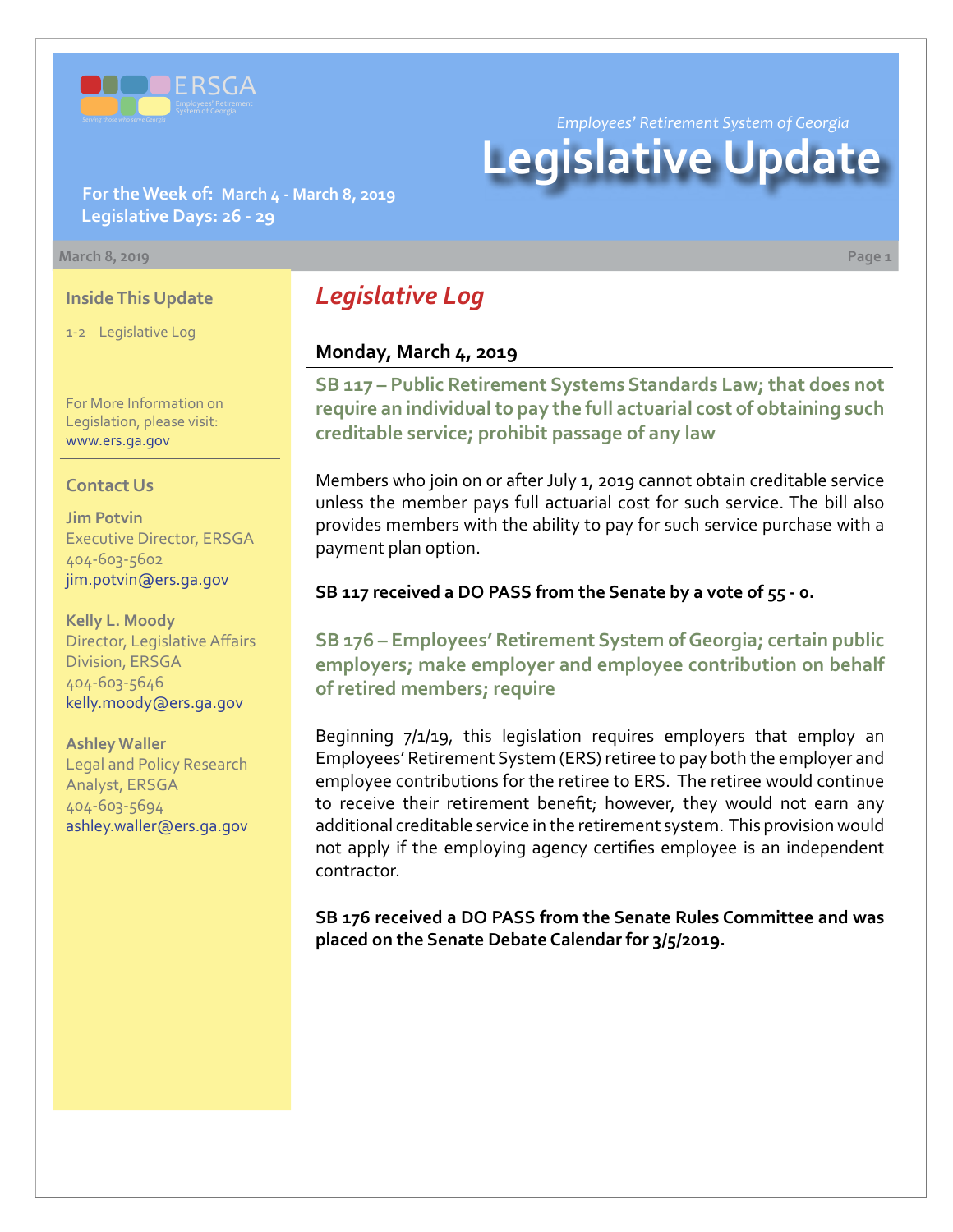ERSGA

Employees' Retirement System of Georgia

*Employees' Retirement System of Georgia*

# Legislative Update

**For the Week of: March 4 - March 8, 2019**
**Legislative Days: 26 - 29**

March 8, 2019

### Inside This Update

1-2 Legislative Log

For More Information on Legislation, please visit: www.ers.ga.gov

### Contact Us

**Jim Potvin**
Executive Director, ERSGA
404-603-5602
jim.potvin@ers.ga.gov

**Kelly L. Moody**
Director, Legislative Affairs Division, ERSGA
404-603-5646
kelly.moody@ers.ga.gov

**Ashley Waller**
Legal and Policy Research Analyst, ERSGA
404-603-5694
ashley.waller@ers.ga.gov

## *Legislative Log*

### Monday, March 4, 2019

#### SB 117 – Public Retirement Systems Standards Law; that does not require an individual to pay the full actuarial cost of obtaining such creditable service; prohibit passage of any law

Members who join on or after July 1, 2019 cannot obtain creditable service unless the member pays full actuarial cost for such service. The bill also provides members with the ability to pay for such service purchase with a payment plan option.

**SB 117 received a DO PASS from the Senate by a vote of 55 - 0.**

#### SB 176 – Employees' Retirement System of Georgia; certain public employers; make employer and employee contribution on behalf of retired members; require

Beginning 7/1/19, this legislation requires employers that employ an Employees' Retirement System (ERS) retiree to pay both the employer and employee contributions for the retiree to ERS. The retiree would continue to receive their retirement benefit; however, they would not earn any additional creditable service in the retirement system. This provision would not apply if the employing agency certifies employee is an independent contractor.

**SB 176 received a DO PASS from the Senate Rules Committee and was placed on the Senate Debate Calendar for 3/5/2019.**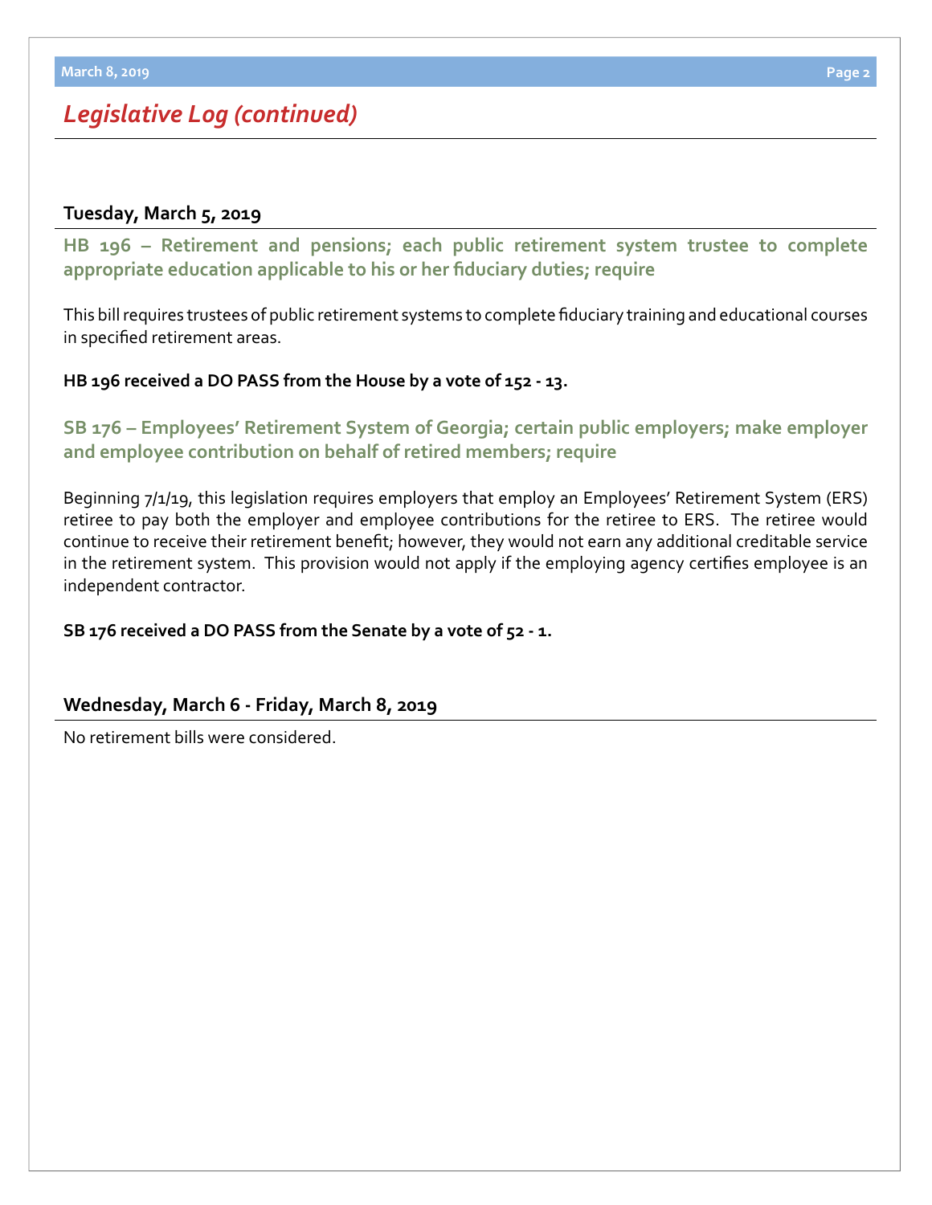## *Legislative Log (continued)*

### Tuesday, March 5, 2019

### HB 196 – Retirement and pensions; each public retirement system trustee to complete appropriate education applicable to his or her fiduciary duties; require

This bill requires trustees of public retirement systems to complete fiduciary training and educational courses in specified retirement areas.

**HB 196 received a DO PASS from the House by a vote of 152 - 13.**

### SB 176 – Employees' Retirement System of Georgia; certain public employers; make employer and employee contribution on behalf of retired members; require

Beginning 7/1/19, this legislation requires employers that employ an Employees' Retirement System (ERS) retiree to pay both the employer and employee contributions for the retiree to ERS. The retiree would continue to receive their retirement benefit; however, they would not earn any additional creditable service in the retirement system. This provision would not apply if the employing agency certifies employee is an independent contractor.

**SB 176 received a DO PASS from the Senate by a vote of 52 - 1.**

### Wednesday, March 6 - Friday, March 8, 2019

No retirement bills were considered.